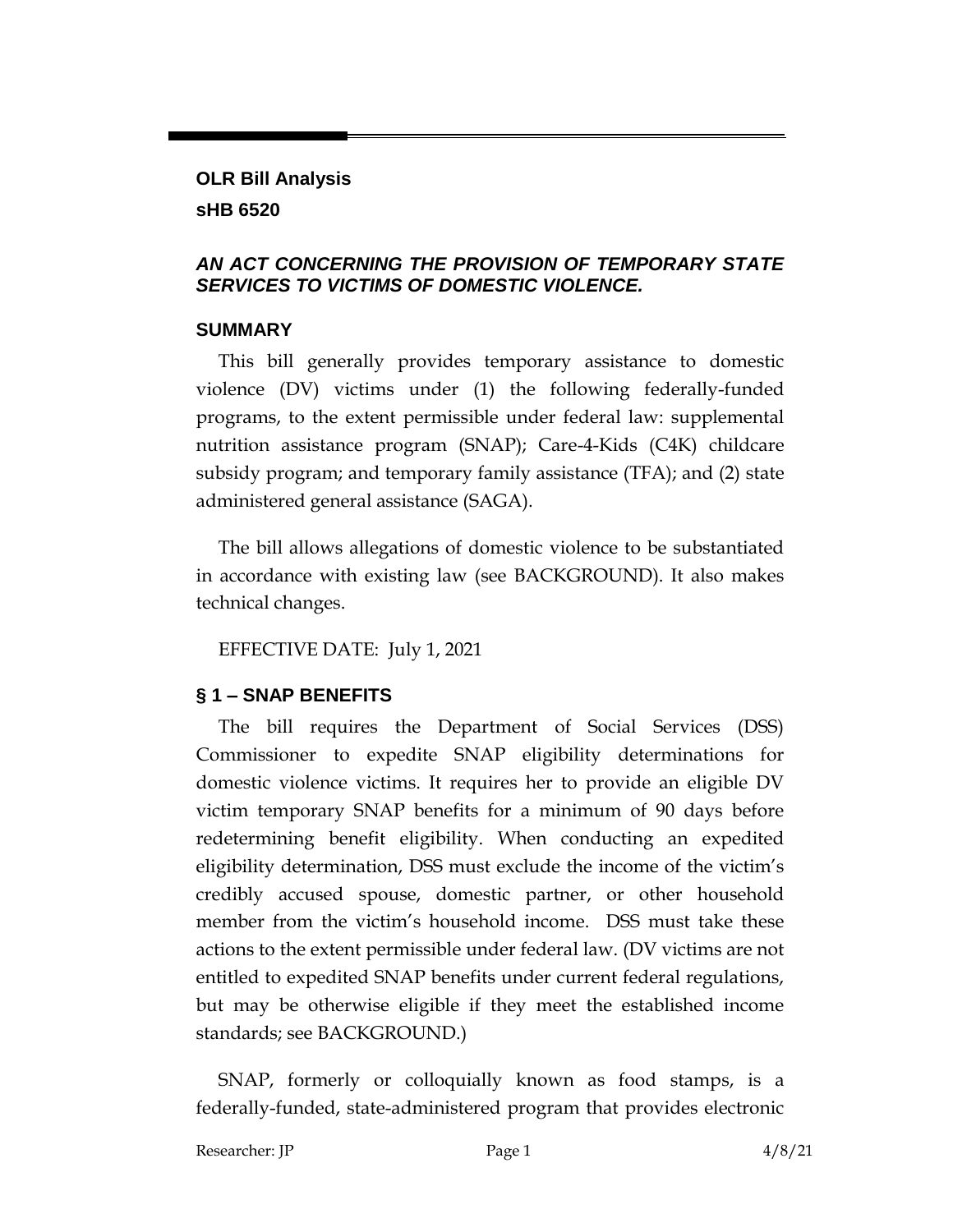## OLR Bill Analysis

## sHB 6520

### *AN ACT CONCERNING THE PROVISION OF TEMPORARY STATE SERVICES TO VICTIMS OF DOMESTIC VIOLENCE.*

### SUMMARY

This bill generally provides temporary assistance to domestic violence (DV) victims under (1) the following federally-funded programs, to the extent permissible under federal law: supplemental nutrition assistance program (SNAP); Care-4-Kids (C4K) childcare subsidy program; and temporary family assistance (TFA); and (2) state administered general assistance (SAGA).

The bill allows allegations of domestic violence to be substantiated in accordance with existing law (see BACKGROUND). It also makes technical changes.

EFFECTIVE DATE: July 1, 2021

### § 1 – SNAP BENEFITS

The bill requires the Department of Social Services (DSS) Commissioner to expedite SNAP eligibility determinations for domestic violence victims. It requires her to provide an eligible DV victim temporary SNAP benefits for a minimum of 90 days before redetermining benefit eligibility. When conducting an expedited eligibility determination, DSS must exclude the income of the victim's credibly accused spouse, domestic partner, or other household member from the victim's household income. DSS must take these actions to the extent permissible under federal law. (DV victims are not entitled to expedited SNAP benefits under current federal regulations, but may be otherwise eligible if they meet the established income standards; see BACKGROUND.)

SNAP, formerly or colloquially known as food stamps, is a federally-funded, state-administered program that provides electronic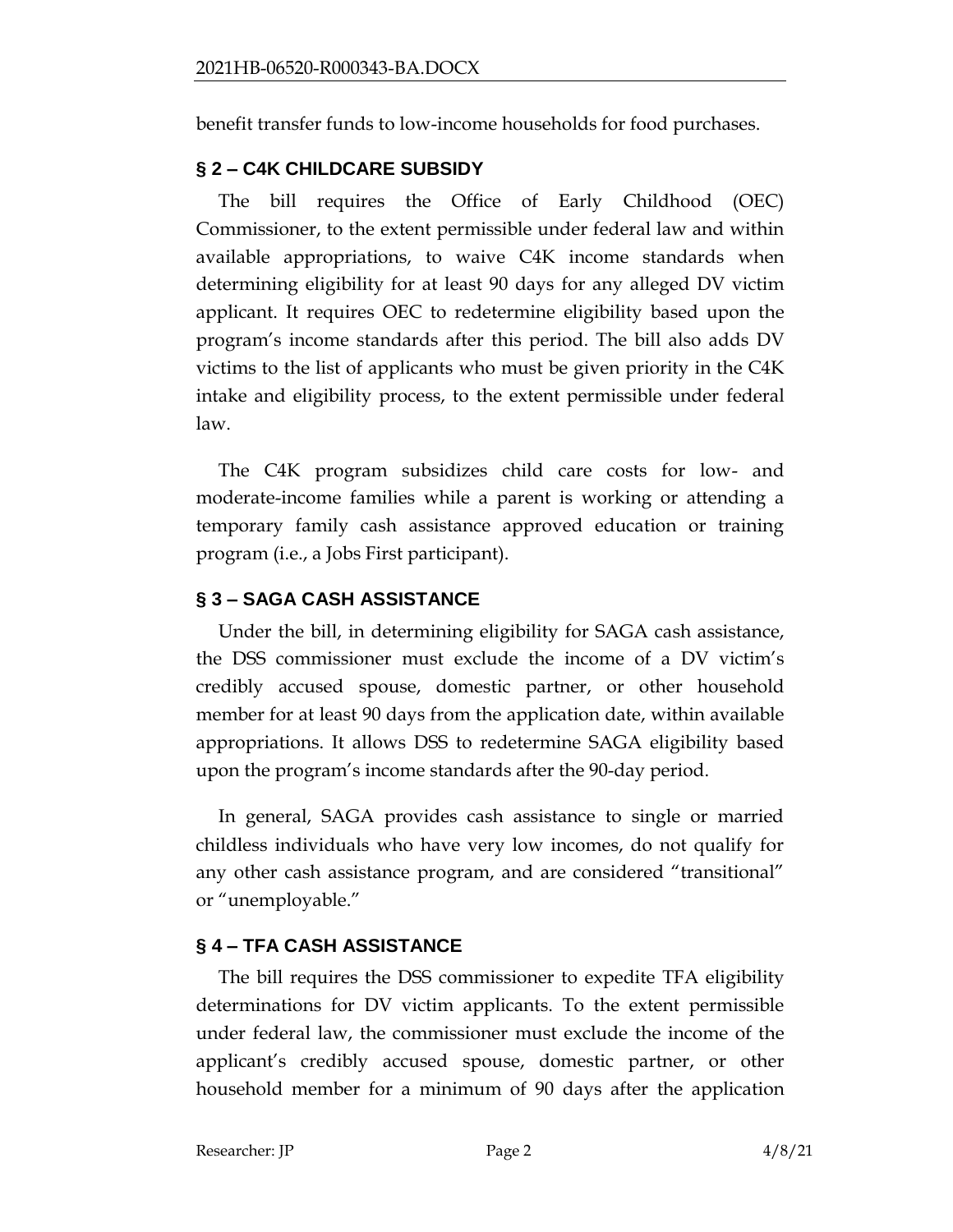benefit transfer funds to low-income households for food purchases.

## § 2 – C4K CHILDCARE SUBSIDY

The bill requires the Office of Early Childhood (OEC) Commissioner, to the extent permissible under federal law and within available appropriations, to waive C4K income standards when determining eligibility for at least 90 days for any alleged DV victim applicant. It requires OEC to redetermine eligibility based upon the program's income standards after this period. The bill also adds DV victims to the list of applicants who must be given priority in the C4K intake and eligibility process, to the extent permissible under federal law.

The C4K program subsidizes child care costs for low- and moderate-income families while a parent is working or attending a temporary family cash assistance approved education or training program (i.e., a Jobs First participant).

## § 3 – SAGA CASH ASSISTANCE

Under the bill, in determining eligibility for SAGA cash assistance, the DSS commissioner must exclude the income of a DV victim's credibly accused spouse, domestic partner, or other household member for at least 90 days from the application date, within available appropriations. It allows DSS to redetermine SAGA eligibility based upon the program's income standards after the 90-day period.

In general, SAGA provides cash assistance to single or married childless individuals who have very low incomes, do not qualify for any other cash assistance program, and are considered "transitional" or "unemployable."

## § 4 – TFA CASH ASSISTANCE

The bill requires the DSS commissioner to expedite TFA eligibility determinations for DV victim applicants. To the extent permissible under federal law, the commissioner must exclude the income of the applicant's credibly accused spouse, domestic partner, or other household member for a minimum of 90 days after the application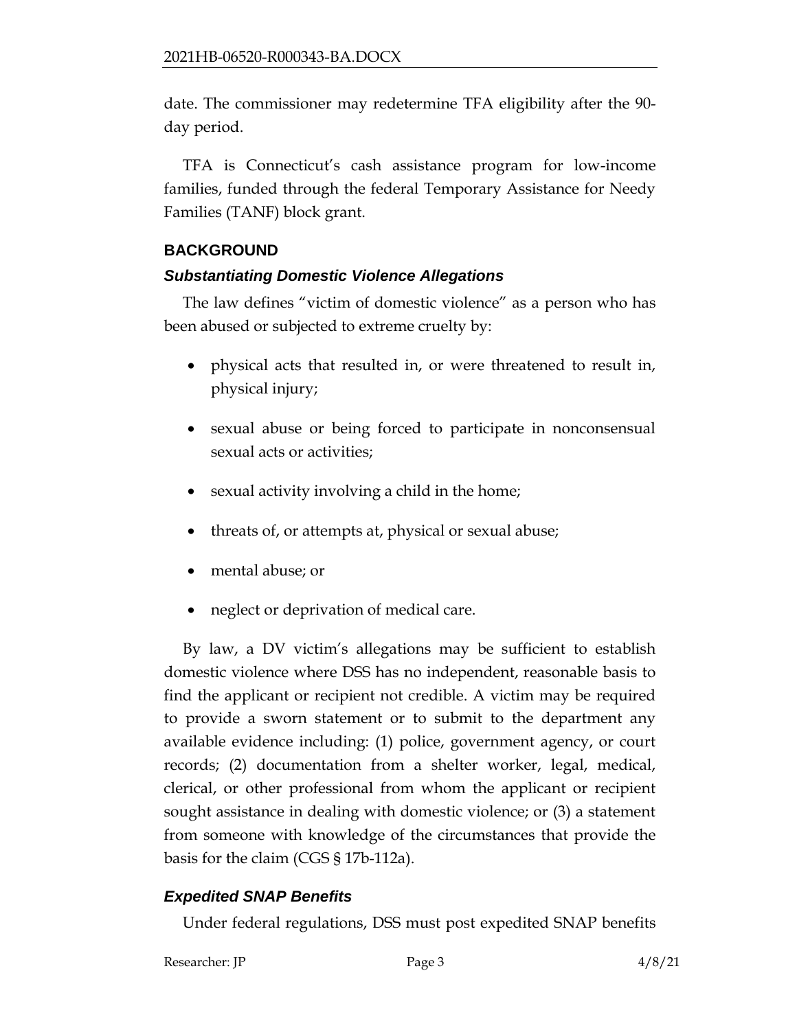date. The commissioner may redetermine TFA eligibility after the 90-day period.

TFA is Connecticut's cash assistance program for low-income families, funded through the federal Temporary Assistance for Needy Families (TANF) block grant.

## BACKGROUND

### *Substantiating Domestic Violence Allegations*

The law defines "victim of domestic violence" as a person who has been abused or subjected to extreme cruelty by:

- physical acts that resulted in, or were threatened to result in, physical injury;
- sexual abuse or being forced to participate in nonconsensual sexual acts or activities;
- sexual activity involving a child in the home;
- threats of, or attempts at, physical or sexual abuse;
- mental abuse; or
- neglect or deprivation of medical care.

By law, a DV victim's allegations may be sufficient to establish domestic violence where DSS has no independent, reasonable basis to find the applicant or recipient not credible. A victim may be required to provide a sworn statement or to submit to the department any available evidence including: (1) police, government agency, or court records; (2) documentation from a shelter worker, legal, medical, clerical, or other professional from whom the applicant or recipient sought assistance in dealing with domestic violence; or (3) a statement from someone with knowledge of the circumstances that provide the basis for the claim (CGS § 17b-112a).

### *Expedited SNAP Benefits*

Under federal regulations, DSS must post expedited SNAP benefits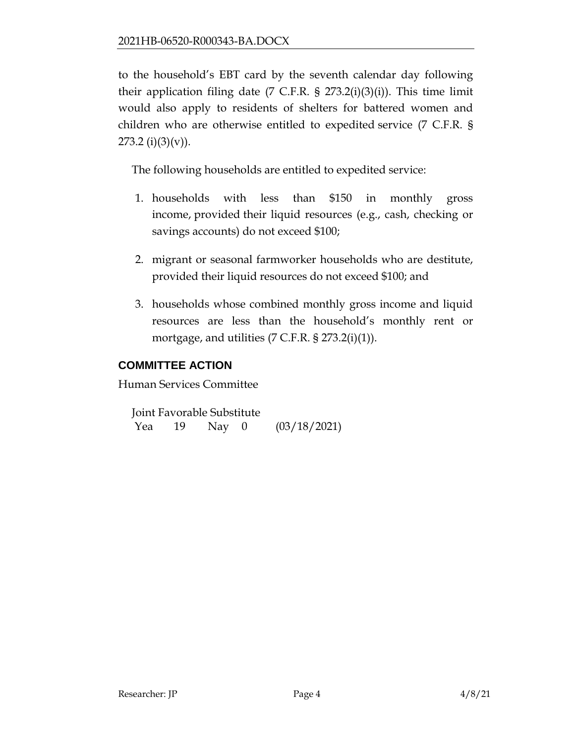to the household's EBT card by the seventh calendar day following their application filing date (7 C.F.R. § 273.2(i)(3)(i)). This time limit would also apply to residents of shelters for battered women and children who are otherwise entitled to expedited service (7 C.F.R. § 273.2 (i)(3)(v)).

The following households are entitled to expedited service:

1. households with less than $150 in monthly gross income, provided their liquid resources (e.g., cash, checking or savings accounts) do not exceed $100;

2. migrant or seasonal farmworker households who are destitute, provided their liquid resources do not exceed $100; and

3. households whose combined monthly gross income and liquid resources are less than the household's monthly rent or mortgage, and utilities (7 C.F.R. § 273.2(i)(1)).

## COMMITTEE ACTION

Human Services Committee

Joint Favorable Substitute
Yea 19 Nay 0 (03/18/2021)